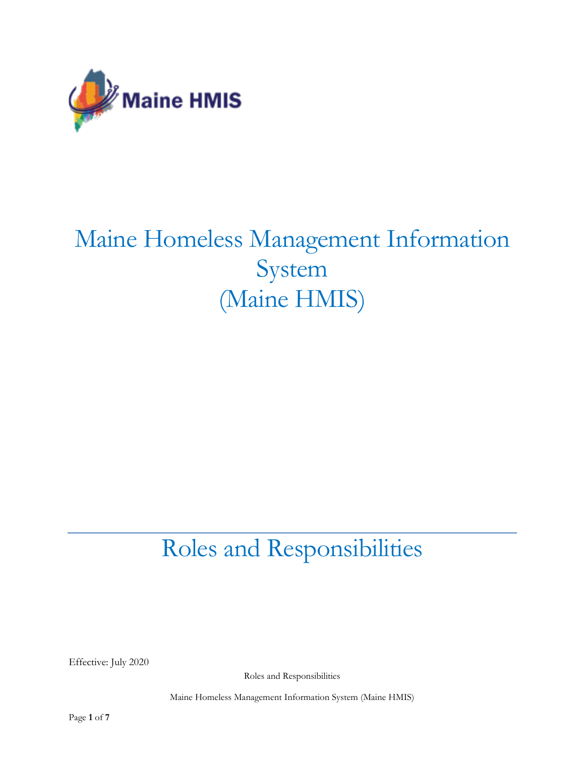Maine HMIS

# Maine Homeless Management Information System (Maine HMIS)

## Roles and Responsibilities

Effective: July 2020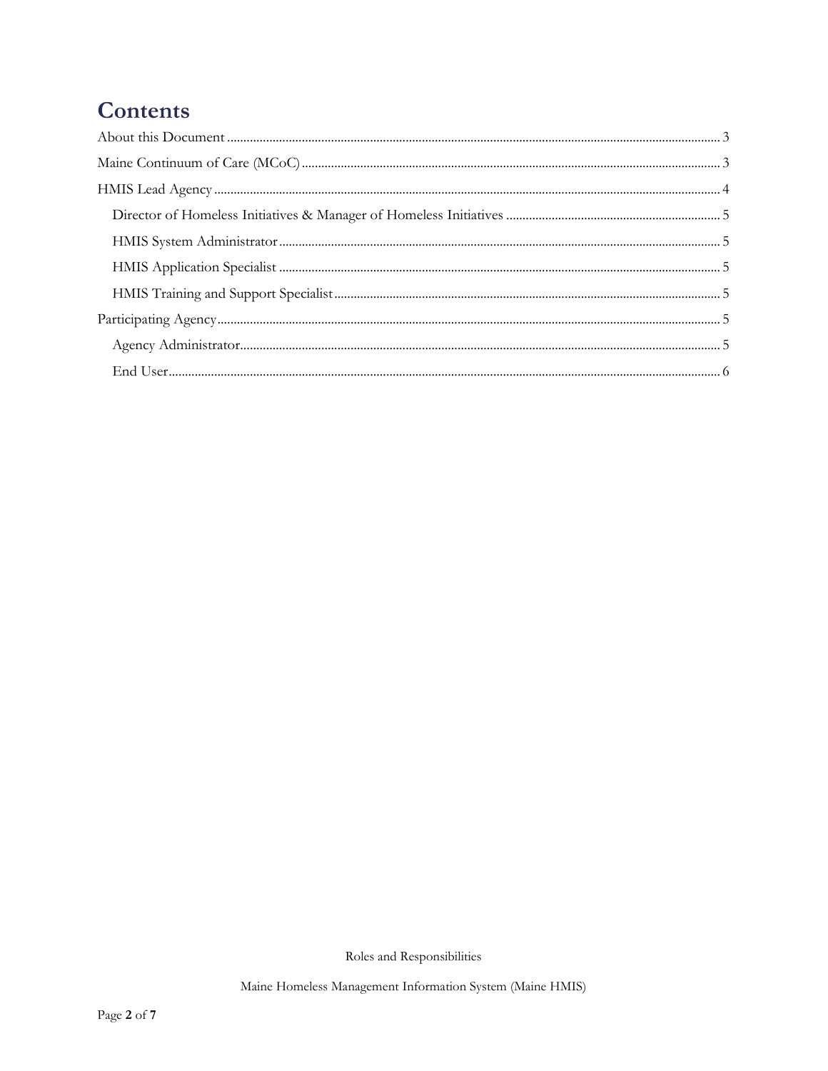# Contents

About this Document ..... 3

Maine Continuum of Care (MCoC) ..... 3

HMIS Lead Agency ..... 4

- Director of Homeless Initiatives & Manager of Homeless Initiatives ..... 5
- HMIS System Administrator ..... 5
- HMIS Application Specialist ..... 5
- HMIS Training and Support Specialist ..... 5

Participating Agency ..... 5

- Agency Administrator ..... 5
- End User ..... 6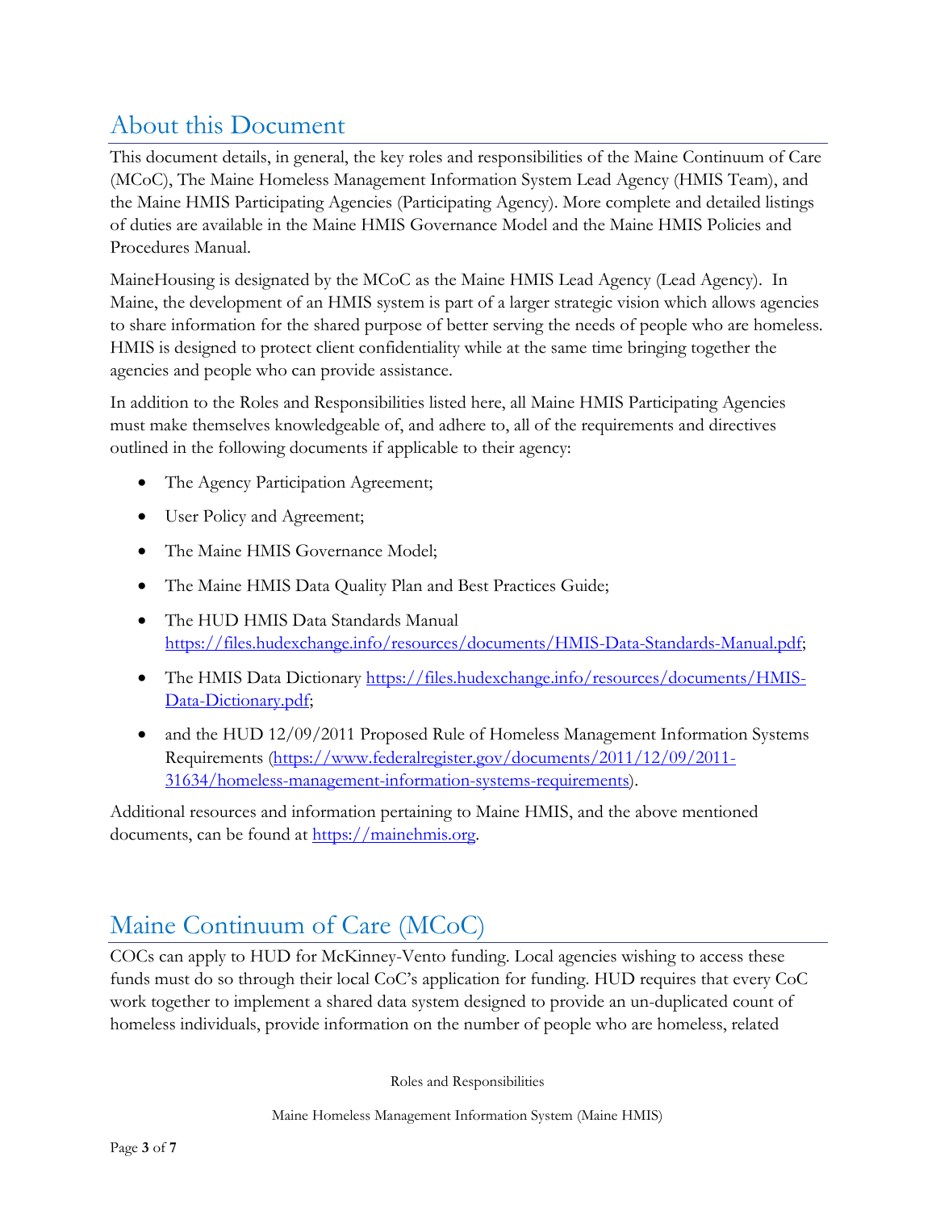## About this Document

This document details, in general, the key roles and responsibilities of the Maine Continuum of Care (MCoC), The Maine Homeless Management Information System Lead Agency (HMIS Team), and the Maine HMIS Participating Agencies (Participating Agency). More complete and detailed listings of duties are available in the Maine HMIS Governance Model and the Maine HMIS Policies and Procedures Manual.

MaineHousing is designated by the MCoC as the Maine HMIS Lead Agency (Lead Agency). In Maine, the development of an HMIS system is part of a larger strategic vision which allows agencies to share information for the shared purpose of better serving the needs of people who are homeless. HMIS is designed to protect client confidentiality while at the same time bringing together the agencies and people who can provide assistance.

In addition to the Roles and Responsibilities listed here, all Maine HMIS Participating Agencies must make themselves knowledgeable of, and adhere to, all of the requirements and directives outlined in the following documents if applicable to their agency:

- The Agency Participation Agreement;
- User Policy and Agreement;
- The Maine HMIS Governance Model;
- The Maine HMIS Data Quality Plan and Best Practices Guide;
- The HUD HMIS Data Standards Manual https://files.hudexchange.info/resources/documents/HMIS-Data-Standards-Manual.pdf;
- The HMIS Data Dictionary https://files.hudexchange.info/resources/documents/HMIS-Data-Dictionary.pdf;
- and the HUD 12/09/2011 Proposed Rule of Homeless Management Information Systems Requirements (https://www.federalregister.gov/documents/2011/12/09/2011-31634/homeless-management-information-systems-requirements).

Additional resources and information pertaining to Maine HMIS, and the above mentioned documents, can be found at https://mainehmis.org.

## Maine Continuum of Care (MCoC)

COCs can apply to HUD for McKinney-Vento funding. Local agencies wishing to access these funds must do so through their local CoC's application for funding. HUD requires that every CoC work together to implement a shared data system designed to provide an un-duplicated count of homeless individuals, provide information on the number of people who are homeless, related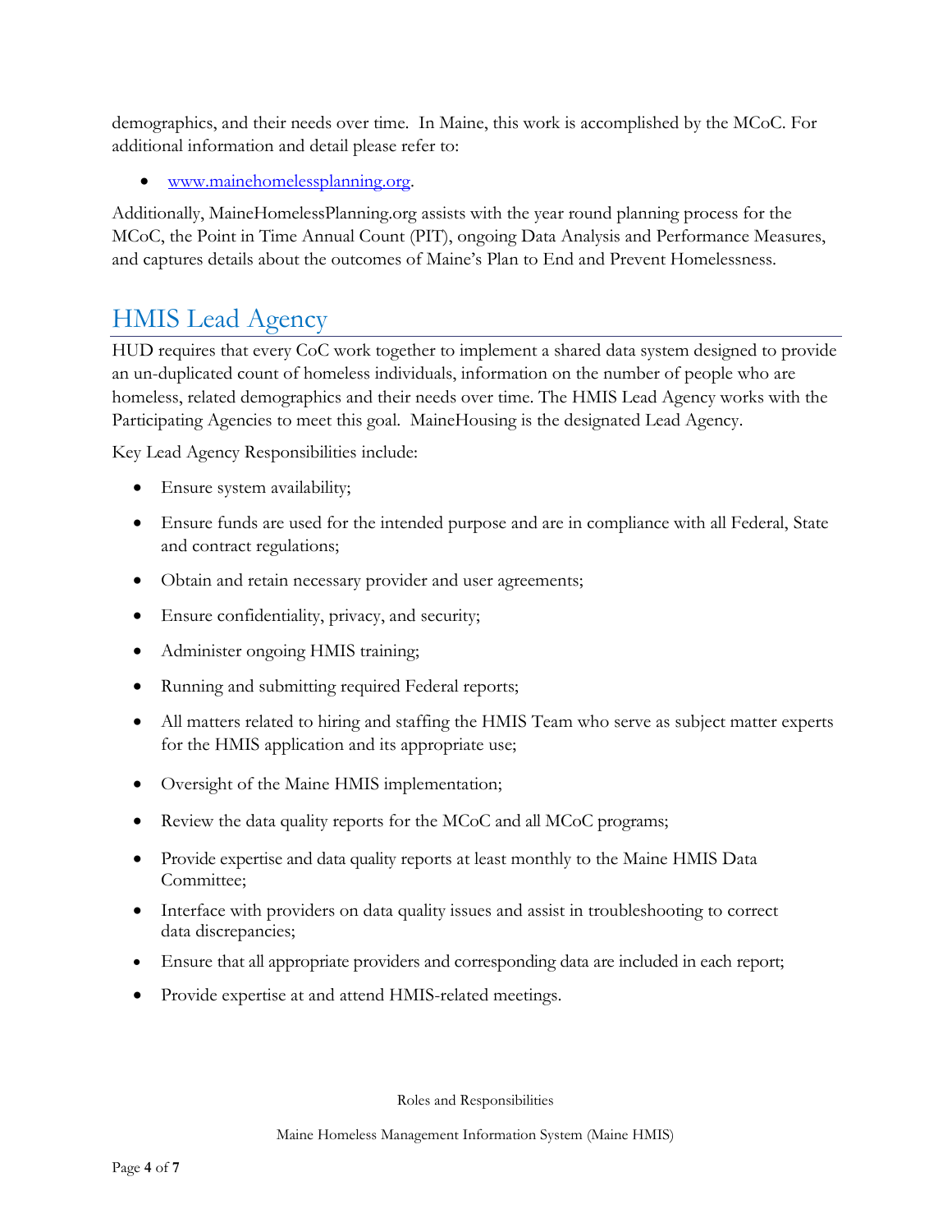demographics, and their needs over time.  In Maine, this work is accomplished by the MCoC. For additional information and detail please refer to:

- [www.mainehomelessplanning.org](http://www.mainehomelessplanning.org).

Additionally, MaineHomelessPlanning.org assists with the year round planning process for the MCoC, the Point in Time Annual Count (PIT), ongoing Data Analysis and Performance Measures, and captures details about the outcomes of Maine's Plan to End and Prevent Homelessness.

## HMIS Lead Agency

HUD requires that every CoC work together to implement a shared data system designed to provide an un-duplicated count of homeless individuals, information on the number of people who are homeless, related demographics and their needs over time. The HMIS Lead Agency works with the Participating Agencies to meet this goal.  MaineHousing is the designated Lead Agency.

Key Lead Agency Responsibilities include:

- Ensure system availability;
- Ensure funds are used for the intended purpose and are in compliance with all Federal, State and contract regulations;
- Obtain and retain necessary provider and user agreements;
- Ensure confidentiality, privacy, and security;
- Administer ongoing HMIS training;
- Running and submitting required Federal reports;
- All matters related to hiring and staffing the HMIS Team who serve as subject matter experts for the HMIS application and its appropriate use;
- Oversight of the Maine HMIS implementation;
- Review the data quality reports for the MCoC and all MCoC programs;
- Provide expertise and data quality reports at least monthly to the Maine HMIS Data Committee;
- Interface with providers on data quality issues and assist in troubleshooting to correct data discrepancies;
- Ensure that all appropriate providers and corresponding data are included in each report;
- Provide expertise at and attend HMIS-related meetings.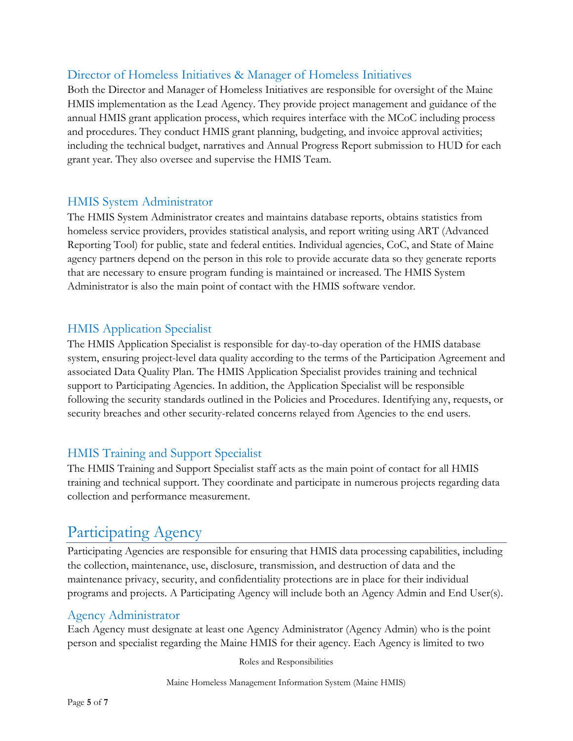### Director of Homeless Initiatives & Manager of Homeless Initiatives

Both the Director and Manager of Homeless Initiatives are responsible for oversight of the Maine HMIS implementation as the Lead Agency. They provide project management and guidance of the annual HMIS grant application process, which requires interface with the MCoC including process and procedures. They conduct HMIS grant planning, budgeting, and invoice approval activities; including the technical budget, narratives and Annual Progress Report submission to HUD for each grant year. They also oversee and supervise the HMIS Team.

### HMIS System Administrator

The HMIS System Administrator creates and maintains database reports, obtains statistics from homeless service providers, provides statistical analysis, and report writing using ART (Advanced Reporting Tool) for public, state and federal entities. Individual agencies, CoC, and State of Maine agency partners depend on the person in this role to provide accurate data so they generate reports that are necessary to ensure program funding is maintained or increased. The HMIS System Administrator is also the main point of contact with the HMIS software vendor.

### HMIS Application Specialist

The HMIS Application Specialist is responsible for day-to-day operation of the HMIS database system, ensuring project-level data quality according to the terms of the Participation Agreement and associated Data Quality Plan. The HMIS Application Specialist provides training and technical support to Participating Agencies. In addition, the Application Specialist will be responsible following the security standards outlined in the Policies and Procedures. Identifying any, requests, or security breaches and other security-related concerns relayed from Agencies to the end users.

### HMIS Training and Support Specialist

The HMIS Training and Support Specialist staff acts as the main point of contact for all HMIS training and technical support. They coordinate and participate in numerous projects regarding data collection and performance measurement.

## Participating Agency

Participating Agencies are responsible for ensuring that HMIS data processing capabilities, including the collection, maintenance, use, disclosure, transmission, and destruction of data and the maintenance privacy, security, and confidentiality protections are in place for their individual programs and projects. A Participating Agency will include both an Agency Admin and End User(s).

### Agency Administrator

Each Agency must designate at least one Agency Administrator (Agency Admin) who is the point person and specialist regarding the Maine HMIS for their agency. Each Agency is limited to two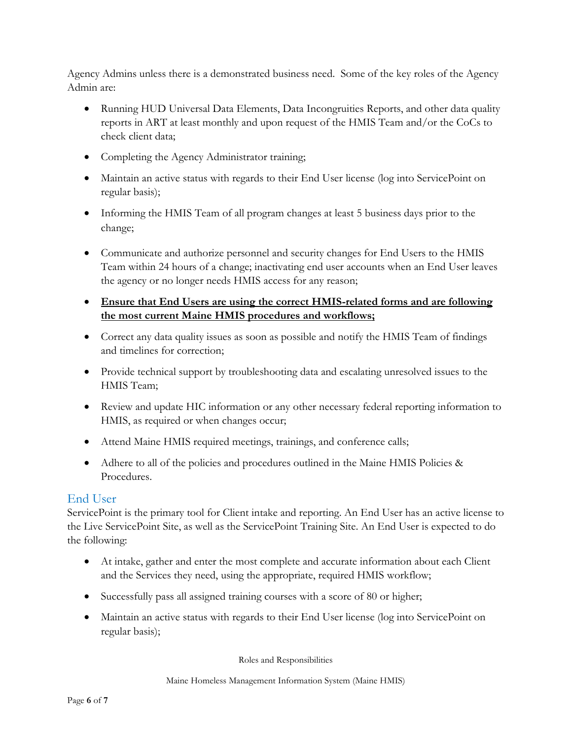Agency Admins unless there is a demonstrated business need. Some of the key roles of the Agency Admin are:

- Running HUD Universal Data Elements, Data Incongruities Reports, and other data quality reports in ART at least monthly and upon request of the HMIS Team and/or the CoCs to check client data;
- Completing the Agency Administrator training;
- Maintain an active status with regards to their End User license (log into ServicePoint on regular basis);
- Informing the HMIS Team of all program changes at least 5 business days prior to the change;
- Communicate and authorize personnel and security changes for End Users to the HMIS Team within 24 hours of a change; inactivating end user accounts when an End User leaves the agency or no longer needs HMIS access for any reason;
- <u>**Ensure that End Users are using the correct HMIS-related forms and are following the most current Maine HMIS procedures and workflows;**</u>
- Correct any data quality issues as soon as possible and notify the HMIS Team of findings and timelines for correction;
- Provide technical support by troubleshooting data and escalating unresolved issues to the HMIS Team;
- Review and update HIC information or any other necessary federal reporting information to HMIS, as required or when changes occur;
- Attend Maine HMIS required meetings, trainings, and conference calls;
- Adhere to all of the policies and procedures outlined in the Maine HMIS Policies & Procedures.

## End User

ServicePoint is the primary tool for Client intake and reporting. An End User has an active license to the Live ServicePoint Site, as well as the ServicePoint Training Site. An End User is expected to do the following:

- At intake, gather and enter the most complete and accurate information about each Client and the Services they need, using the appropriate, required HMIS workflow;
- Successfully pass all assigned training courses with a score of 80 or higher;
- Maintain an active status with regards to their End User license (log into ServicePoint on regular basis);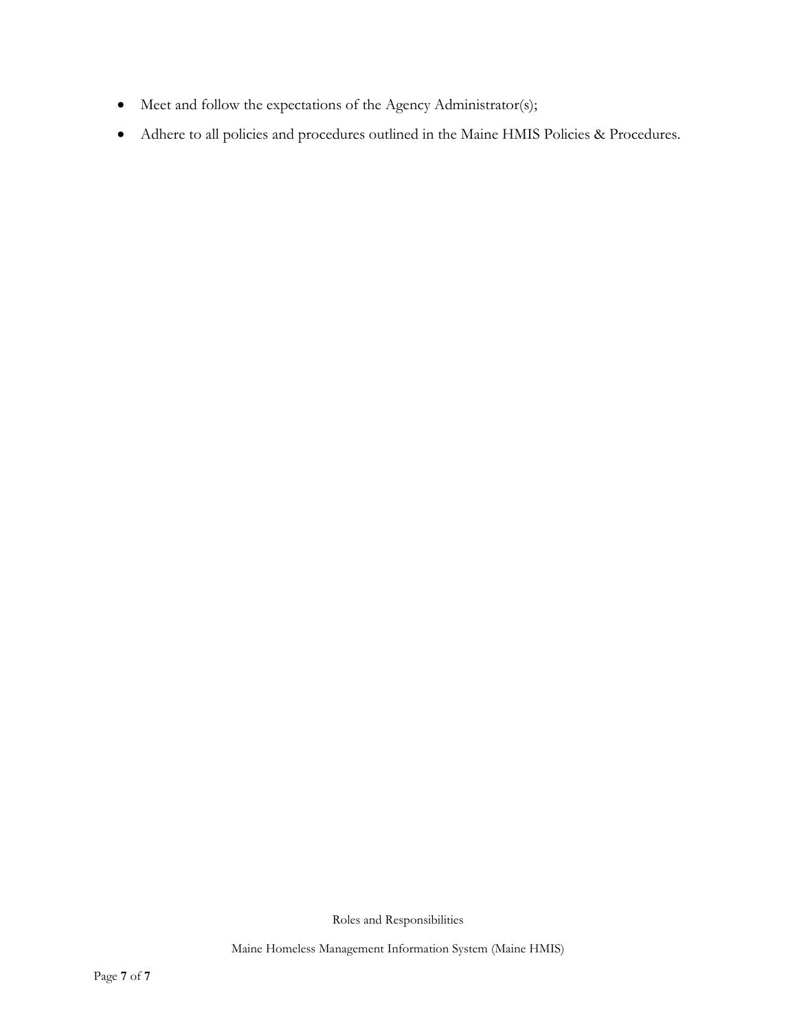- Meet and follow the expectations of the Agency Administrator(s);
- Adhere to all policies and procedures outlined in the Maine HMIS Policies & Procedures.